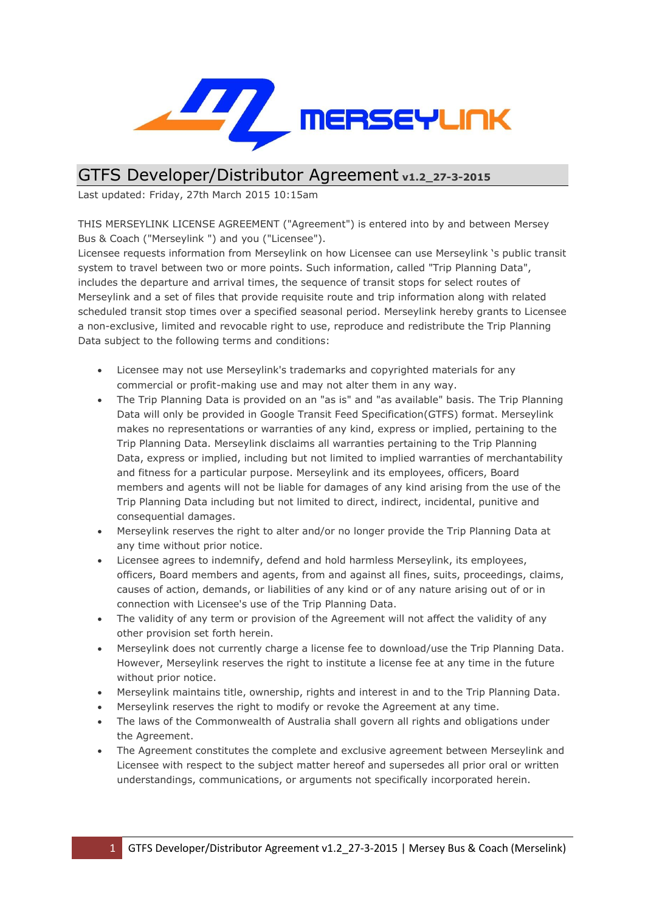# GTFS Developer/Distributor Agreement v1.2_27-3-2015

Last updated: Friday, 27th March 2015 10:15am

THIS MERSEYLINK LICENSE AGREEMENT ("Agreement") is entered into by and between Mersey Bus & Coach ("Merseylink ") and you ("Licensee").

Licensee requests information from Merseylink on how Licensee can use Merseylink 's public transit system to travel between two or more points. Such information, called "Trip Planning Data", includes the departure and arrival times, the sequence of transit stops for select routes of Merseylink and a set of files that provide requisite route and trip information along with related scheduled transit stop times over a specified seasonal period. Merseylink hereby grants to Licensee a non-exclusive, limited and revocable right to use, reproduce and redistribute the Trip Planning Data subject to the following terms and conditions:

- Licensee may not use Merseylink's trademarks and copyrighted materials for any commercial or profit-making use and may not alter them in any way.
- The Trip Planning Data is provided on an "as is" and "as available" basis. The Trip Planning Data will only be provided in Google Transit Feed Specification(GTFS) format. Merseylink makes no representations or warranties of any kind, express or implied, pertaining to the Trip Planning Data. Merseylink disclaims all warranties pertaining to the Trip Planning Data, express or implied, including but not limited to implied warranties of merchantability and fitness for a particular purpose. Merseylink and its employees, officers, Board members and agents will not be liable for damages of any kind arising from the use of the Trip Planning Data including but not limited to direct, indirect, incidental, punitive and consequential damages.
- Merseylink reserves the right to alter and/or no longer provide the Trip Planning Data at any time without prior notice.
- Licensee agrees to indemnify, defend and hold harmless Merseylink, its employees, officers, Board members and agents, from and against all fines, suits, proceedings, claims, causes of action, demands, or liabilities of any kind or of any nature arising out of or in connection with Licensee's use of the Trip Planning Data.
- The validity of any term or provision of the Agreement will not affect the validity of any other provision set forth herein.
- Merseylink does not currently charge a license fee to download/use the Trip Planning Data. However, Merseylink reserves the right to institute a license fee at any time in the future without prior notice.
- Merseylink maintains title, ownership, rights and interest in and to the Trip Planning Data.
- Merseylink reserves the right to modify or revoke the Agreement at any time.
- The laws of the Commonwealth of Australia shall govern all rights and obligations under the Agreement.
- The Agreement constitutes the complete and exclusive agreement between Merseylink and Licensee with respect to the subject matter hereof and supersedes all prior oral or written understandings, communications, or arguments not specifically incorporated herein.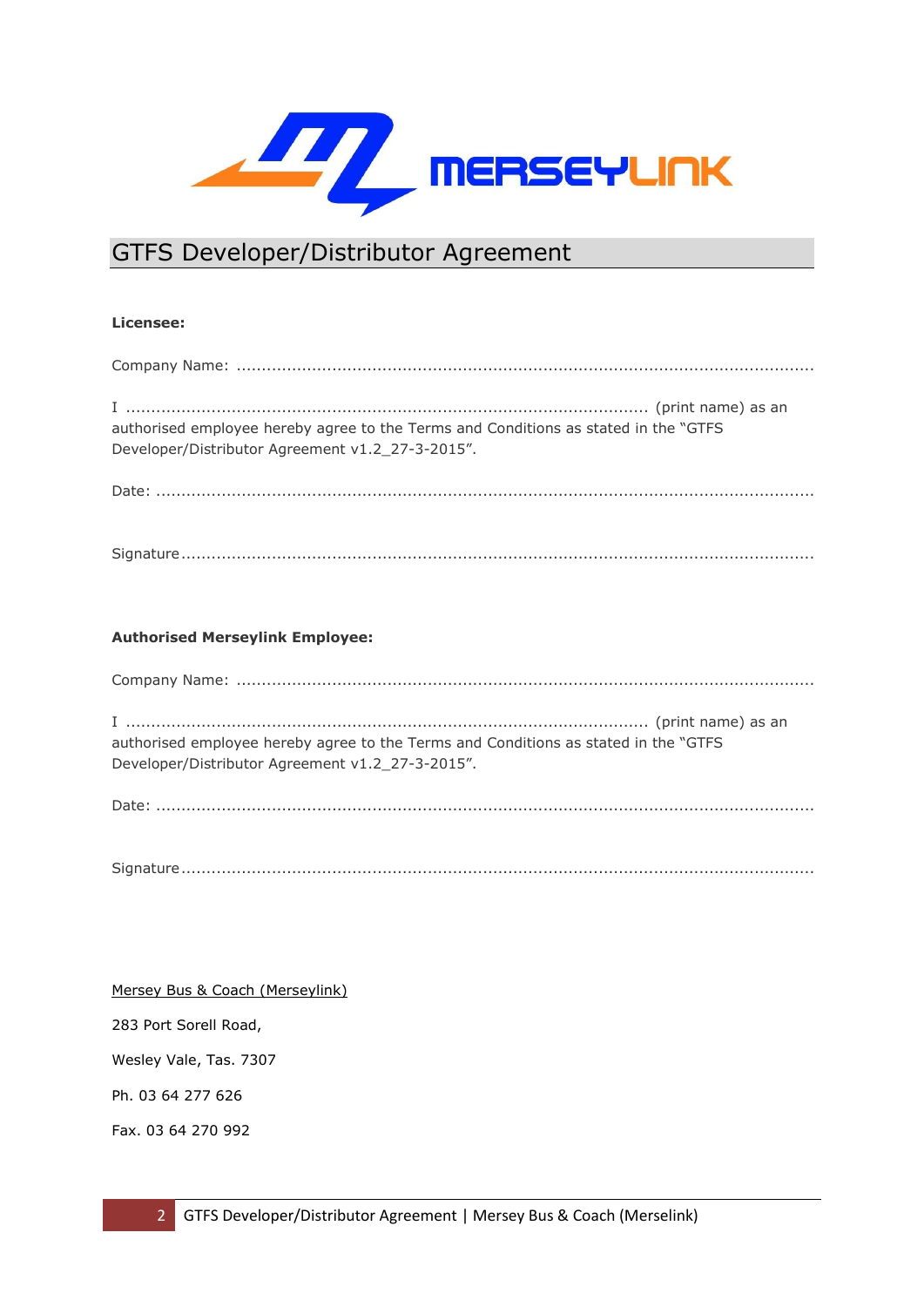MERSEYLINK

## GTFS Developer/Distributor Agreement

**Licensee:**

Company Name: ....................................................................................................................

I ........................................................................................................ (print name) as an authorised employee hereby agree to the Terms and Conditions as stated in the "GTFS Developer/Distributor Agreement v1.2_27-3-2015".

Date: ..................................................................................................................................

Signature ............................................................................................................................

**Authorised Merseylink Employee:**

Company Name: ....................................................................................................................

I ........................................................................................................ (print name) as an authorised employee hereby agree to the Terms and Conditions as stated in the "GTFS Developer/Distributor Agreement v1.2_27-3-2015".

Date: ..................................................................................................................................

Signature ............................................................................................................................

Mersey Bus & Coach (Merseylink)

283 Port Sorell Road,

Wesley Vale, Tas. 7307

Ph. 03 64 277 626

Fax. 03 64 270 992